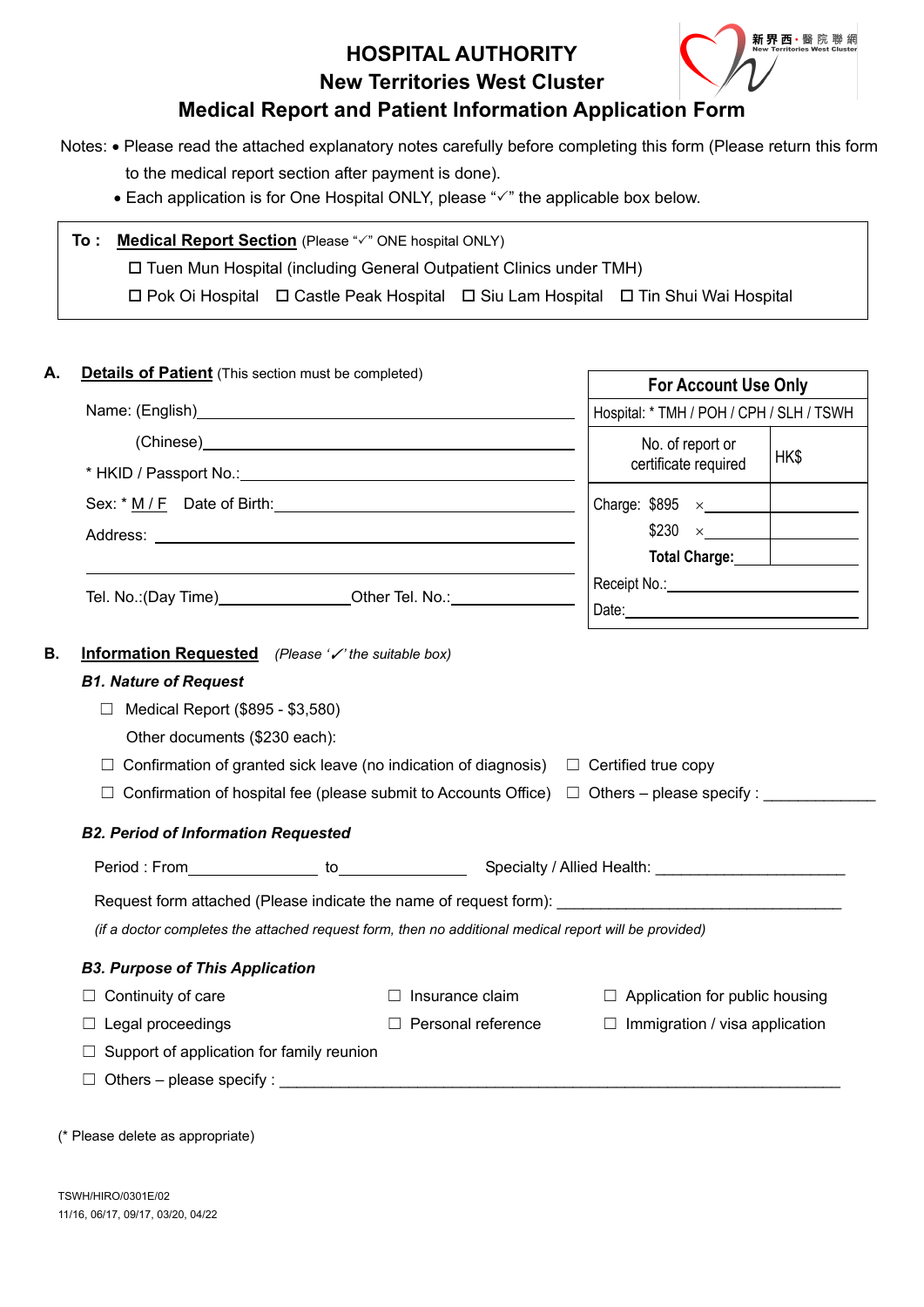# HOSPITAL AUTHORITY
## New Territories West Cluster
## Medical Report and Patient Information Application Form

新界西・醫院聯網
New Territories West Cluster

Notes:
- Please read the attached explanatory notes carefully before completing this form (Please return this form to the medical report section after payment is done).
- Each application is for One Hospital ONLY, please "✓" the applicable box below.

**To : Medical Report Section** (Please "✓" ONE hospital ONLY)

☐ Tuen Mun Hospital (including General Outpatient Clinics under TMH)

☐ Pok Oi Hospital ☐ Castle Peak Hospital ☐ Siu Lam Hospital ☐ Tin Shui Wai Hospital

**A. Details of Patient** (This section must be completed)

Name: (English)\_\_\_\_\_\_\_\_\_\_\_\_\_\_\_\_\_\_\_\_\_\_\_\_\_\_\_\_\_\_

(Chinese)\_\_\_\_\_\_\_\_\_\_\_\_\_\_\_\_\_\_\_\_\_\_\_\_\_\_\_\_\_\_

\* HKID / Passport No.:\_\_\_\_\_\_\_\_\_\_\_\_\_\_\_\_\_\_\_\_\_\_\_\_\_\_\_\_\_\_

Sex: \* M / F Date of Birth:\_\_\_\_\_\_\_\_\_\_\_\_\_\_\_\_\_\_\_\_\_\_\_\_

Address: \_\_\_\_\_\_\_\_\_\_\_\_\_\_\_\_\_\_\_\_\_\_\_\_\_\_\_\_\_\_\_\_\_\_\_\_\_\_\_\_

\_\_\_\_\_\_\_\_\_\_\_\_\_\_\_\_\_\_\_\_\_\_\_\_\_\_\_\_\_\_\_\_\_\_\_\_\_\_\_\_\_\_\_\_\_\_\_\_

Tel. No.:(Day Time)\_\_\_\_\_\_\_\_\_\_\_\_\_\_Other Tel. No.:\_\_\_\_\_\_\_\_\_\_\_\_\_\_

| For Account Use Only | |
|---|---|
| Hospital: \* TMH / POH / CPH / SLH / TSWH | |
| No. of report or certificate required | HK$ |
| Charge: $895 × \_\_\_\_\_\_ | |
| $230 × \_\_\_\_\_\_ | |
| Total Charge: | |
| Receipt No.: | |
| Date: | |

**B. Information Requested** *(Please '✓' the suitable box)*

***B1. Nature of Request***

☐ Medical Report ($895 - $3,580)

Other documents ($230 each):

☐ Confirmation of granted sick leave (no indication of diagnosis) ☐ Certified true copy

☐ Confirmation of hospital fee (please submit to Accounts Office) ☐ Others – please specify : \_\_\_\_\_\_\_\_\_\_\_\_\_\_

***B2. Period of Information Requested***

Period : From\_\_\_\_\_\_\_\_\_\_\_\_\_\_ to\_\_\_\_\_\_\_\_\_\_\_\_\_\_ Specialty / Allied Health: \_\_\_\_\_\_\_\_\_\_\_\_\_\_\_\_\_\_\_\_\_\_

Request form attached (Please indicate the name of request form): \_\_\_\_\_\_\_\_\_\_\_\_\_\_\_\_\_\_\_\_\_\_\_\_\_\_\_\_\_\_

*(if a doctor completes the attached request form, then no additional medical report will be provided)*

***B3. Purpose of This Application***

☐ Continuity of care ☐ Insurance claim ☐ Application for public housing

☐ Legal proceedings ☐ Personal reference ☐ Immigration / visa application

☐ Support of application for family reunion

☐ Others – please specify : \_\_\_\_\_\_\_\_\_\_\_\_\_\_\_\_\_\_\_\_\_\_\_\_\_\_\_\_\_\_\_\_\_\_\_\_\_\_\_\_\_\_\_\_\_\_\_\_\_\_\_\_\_\_\_\_

(\* Please delete as appropriate)

TSWH/HIRO/0301E/02
11/16, 06/17, 09/17, 03/20, 04/22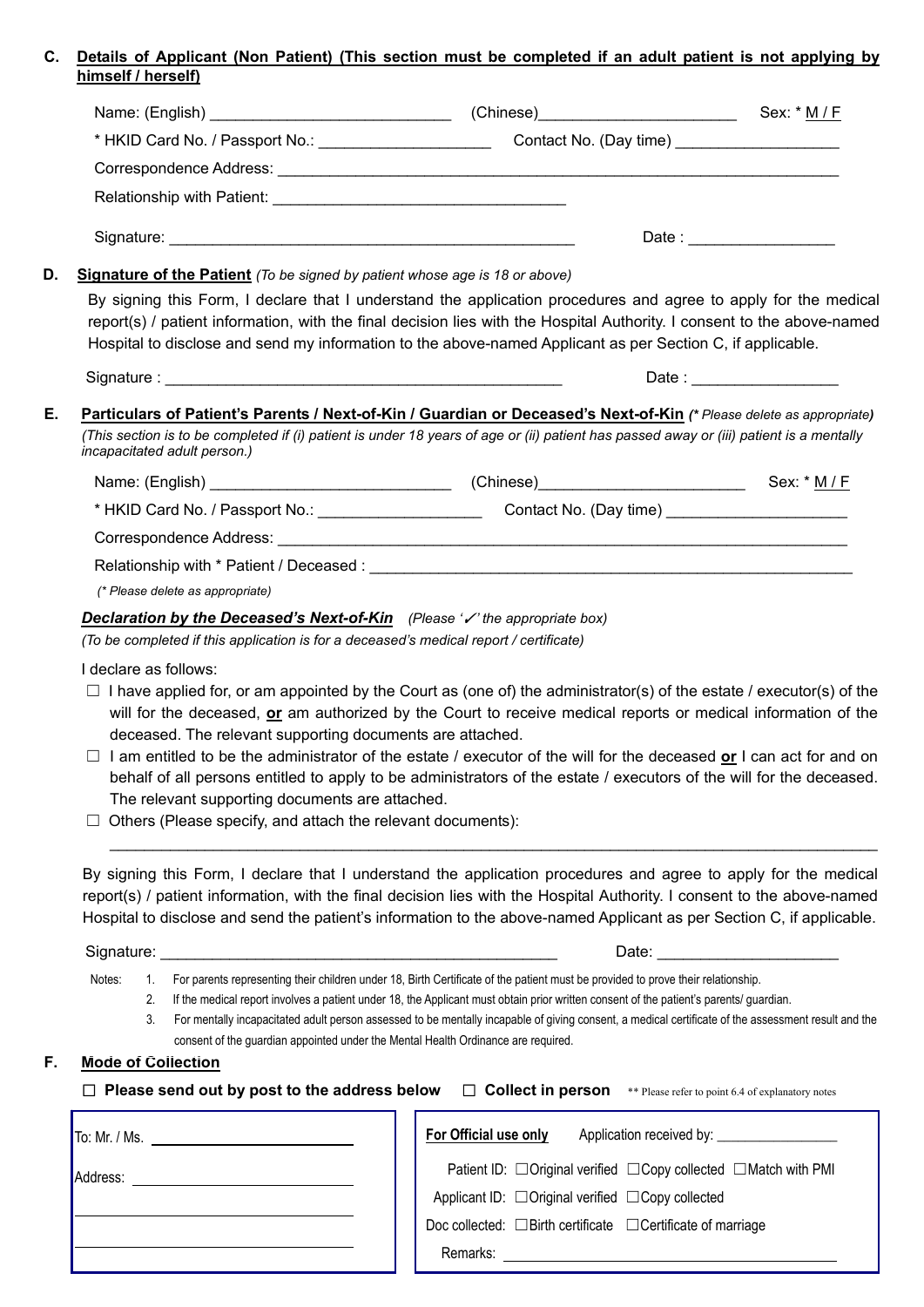**C. Details of Applicant (Non Patient) (This section must be completed if an adult patient is not applying by himself / herself)**

Name: (English) ___________________________ (Chinese)______________________ Sex: * M / F

* HKID Card No. / Passport No.: ___________________ Contact No. (Day time) __________________

Correspondence Address: ________________________________________________________________

Relationship with Patient: ________________________________

Signature: ______________________________________________ Date : ________________

**D. Signature of the Patient** *(To be signed by patient whose age is 18 or above)*

By signing this Form, I declare that I understand the application procedures and agree to apply for the medical report(s) / patient information, with the final decision lies with the Hospital Authority. I consent to the above-named Hospital to disclose and send my information to the above-named Applicant as per Section C, if applicable.

Signature : ______________________________________________ Date : ________________

**E. Particulars of Patient's Parents / Next-of-Kin / Guardian or Deceased's Next-of-Kin** *(\* Please delete as appropriate)*

*(This section is to be completed if (i) patient is under 18 years of age or (ii) patient has passed away or (iii) patient is a mentally incapacitated adult person.)*

Name: (English) ___________________________ (Chinese)_______________________ Sex: * M / F

* HKID Card No. / Passport No.: __________________ Contact No. (Day time) ____________________

Correspondence Address: ________________________________________________________________

Relationship with * Patient / Deceased : _______________________________________________________

*(\* Please delete as appropriate)*

***Declaration by the Deceased's Next-of-Kin*** *(Please '✓' the appropriate box)*

*(To be completed if this application is for a deceased's medical report / certificate)*

I declare as follows:

- ☐ I have applied for, or am appointed by the Court as (one of) the administrator(s) of the estate / executor(s) of the will for the deceased, **or** am authorized by the Court to receive medical reports or medical information of the deceased. The relevant supporting documents are attached.
- ☐ I am entitled to be the administrator of the estate / executor of the will for the deceased **or** I can act for and on behalf of all persons entitled to apply to be administrators of the estate / executors of the will for the deceased. The relevant supporting documents are attached.
- ☐ Others (Please specify, and attach the relevant documents):

_____________________________________________________________________________________

By signing this Form, I declare that I understand the application procedures and agree to apply for the medical report(s) / patient information, with the final decision lies with the Hospital Authority. I consent to the above-named Hospital to disclose and send the patient's information to the above-named Applicant as per Section C, if applicable.

Signature: ______________________________________________ Date: ____________________

Notes:
1. For parents representing their children under 18, Birth Certificate of the patient must be provided to prove their relationship.
2. If the medical report involves a patient under 18, the Applicant must obtain prior written consent of the patient's parents/ guardian.
3. For mentally incapacitated adult person assessed to be mentally incapable of giving consent, a medical certificate of the assessment result and the consent of the guardian appointed under the Mental Health Ordinance are required.

**F. Mode of Collection**

☐ **Please send out by post to the address below** ☐ **Collect in person** ** Please refer to point 6.4 of explanatory notes

To: Mr. / Ms. ______________________

Address: ______________________

______________________

______________________

**For Official use only** Application received by: ________________

Patient ID: ☐Original verified ☐Copy collected ☐Match with PMI

Applicant ID: ☐Original verified ☐Copy collected

Doc collected: ☐Birth certificate ☐Certificate of marriage

Remarks: ____________________________________________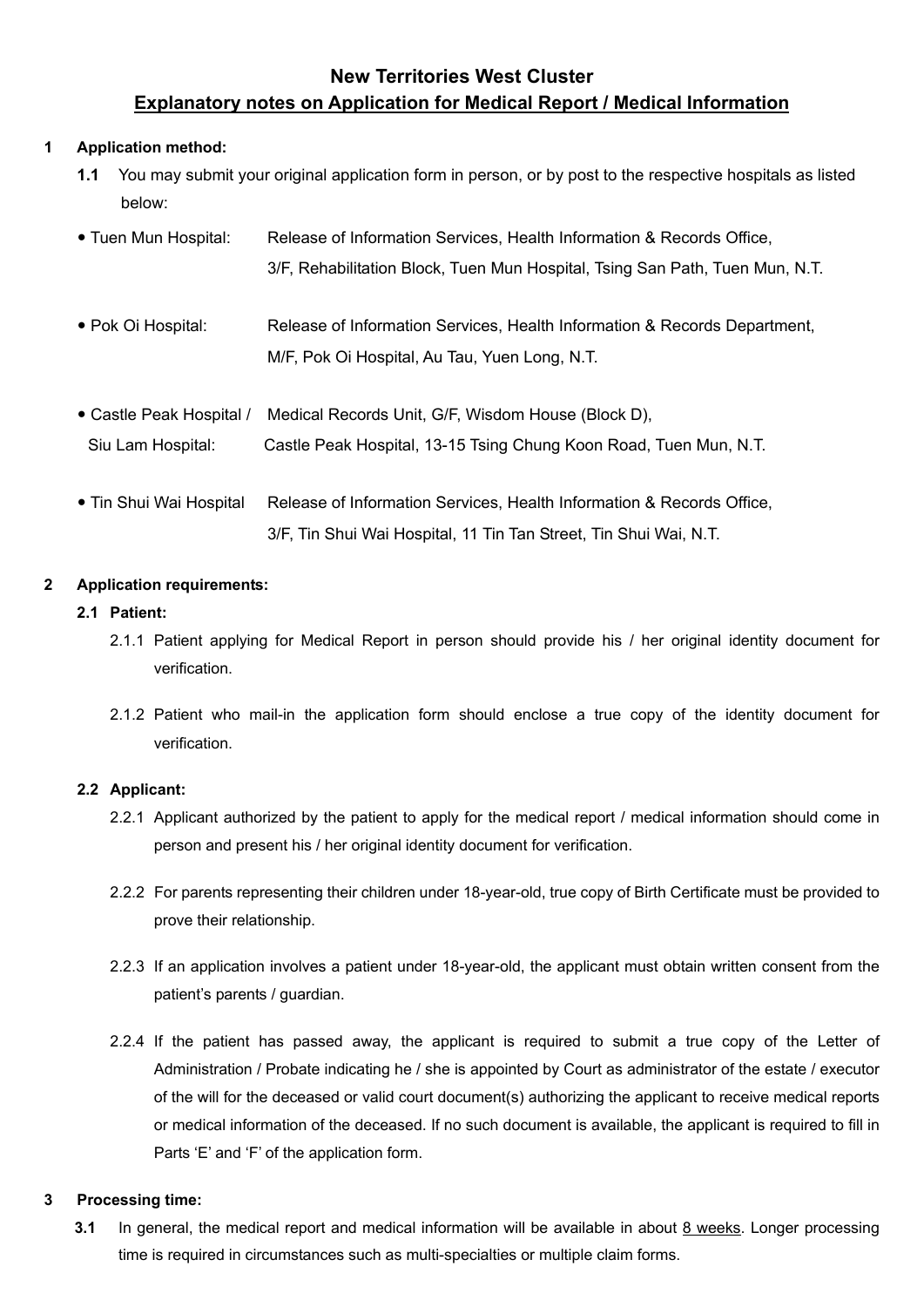# New Territories West Cluster

## Explanatory notes on Application for Medical Report / Medical Information

**1 Application method:**

**1.1** You may submit your original application form in person, or by post to the respective hospitals as listed below:

- Tuen Mun Hospital: Release of Information Services, Health Information & Records Office, 3/F, Rehabilitation Block, Tuen Mun Hospital, Tsing San Path, Tuen Mun, N.T.

- Pok Oi Hospital: Release of Information Services, Health Information & Records Department, M/F, Pok Oi Hospital, Au Tau, Yuen Long, N.T.

- Castle Peak Hospital / Siu Lam Hospital: Medical Records Unit, G/F, Wisdom House (Block D), Castle Peak Hospital, 13-15 Tsing Chung Koon Road, Tuen Mun, N.T.

- Tin Shui Wai Hospital Release of Information Services, Health Information & Records Office, 3/F, Tin Shui Wai Hospital, 11 Tin Tan Street, Tin Shui Wai, N.T.

**2 Application requirements:**

**2.1 Patient:**

2.1.1 Patient applying for Medical Report in person should provide his / her original identity document for verification.

2.1.2 Patient who mail-in the application form should enclose a true copy of the identity document for verification.

**2.2 Applicant:**

2.2.1 Applicant authorized by the patient to apply for the medical report / medical information should come in person and present his / her original identity document for verification.

2.2.2 For parents representing their children under 18-year-old, true copy of Birth Certificate must be provided to prove their relationship.

2.2.3 If an application involves a patient under 18-year-old, the applicant must obtain written consent from the patient's parents / guardian.

2.2.4 If the patient has passed away, the applicant is required to submit a true copy of the Letter of Administration / Probate indicating he / she is appointed by Court as administrator of the estate / executor of the will for the deceased or valid court document(s) authorizing the applicant to receive medical reports or medical information of the deceased. If no such document is available, the applicant is required to fill in Parts 'E' and 'F' of the application form.

**3 Processing time:**

**3.1** In general, the medical report and medical information will be available in about 8 weeks. Longer processing time is required in circumstances such as multi-specialties or multiple claim forms.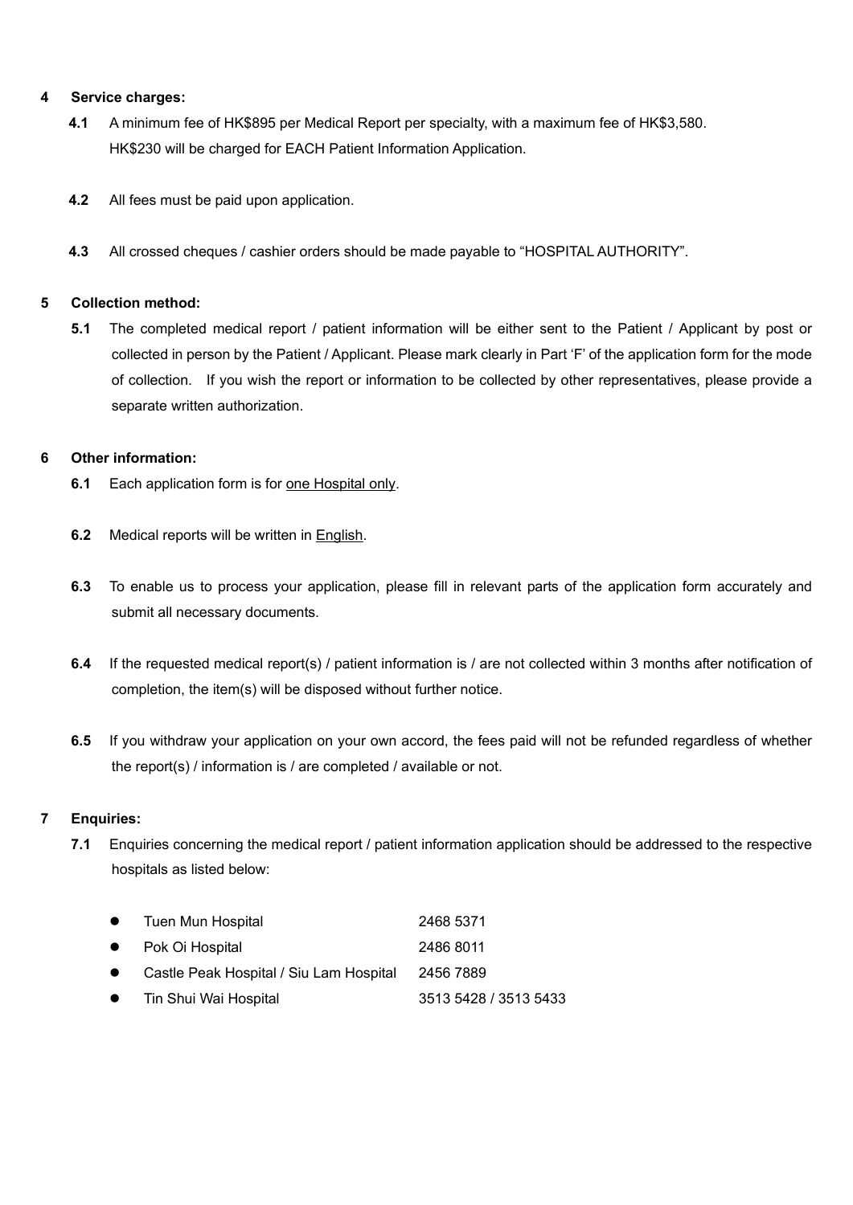**4 Service charges:**

**4.1** A minimum fee of HK$895 per Medical Report per specialty, with a maximum fee of HK$3,580. HK$230 will be charged for EACH Patient Information Application.

**4.2** All fees must be paid upon application.

**4.3** All crossed cheques / cashier orders should be made payable to "HOSPITAL AUTHORITY".

**5 Collection method:**

**5.1** The completed medical report / patient information will be either sent to the Patient / Applicant by post or collected in person by the Patient / Applicant. Please mark clearly in Part 'F' of the application form for the mode of collection. If you wish the report or information to be collected by other representatives, please provide a separate written authorization.

**6 Other information:**

**6.1** Each application form is for <u>one Hospital only</u>.

**6.2** Medical reports will be written in <u>English</u>.

**6.3** To enable us to process your application, please fill in relevant parts of the application form accurately and submit all necessary documents.

**6.4** If the requested medical report(s) / patient information is / are not collected within 3 months after notification of completion, the item(s) will be disposed without further notice.

**6.5** If you withdraw your application on your own accord, the fees paid will not be refunded regardless of whether the report(s) / information is / are completed / available or not.

**7 Enquiries:**

**7.1** Enquiries concerning the medical report / patient information application should be addressed to the respective hospitals as listed below:

- Tuen Mun Hospital 2468 5371
- Pok Oi Hospital 2486 8011
- Castle Peak Hospital / Siu Lam Hospital 2456 7889
- Tin Shui Wai Hospital 3513 5428 / 3513 5433